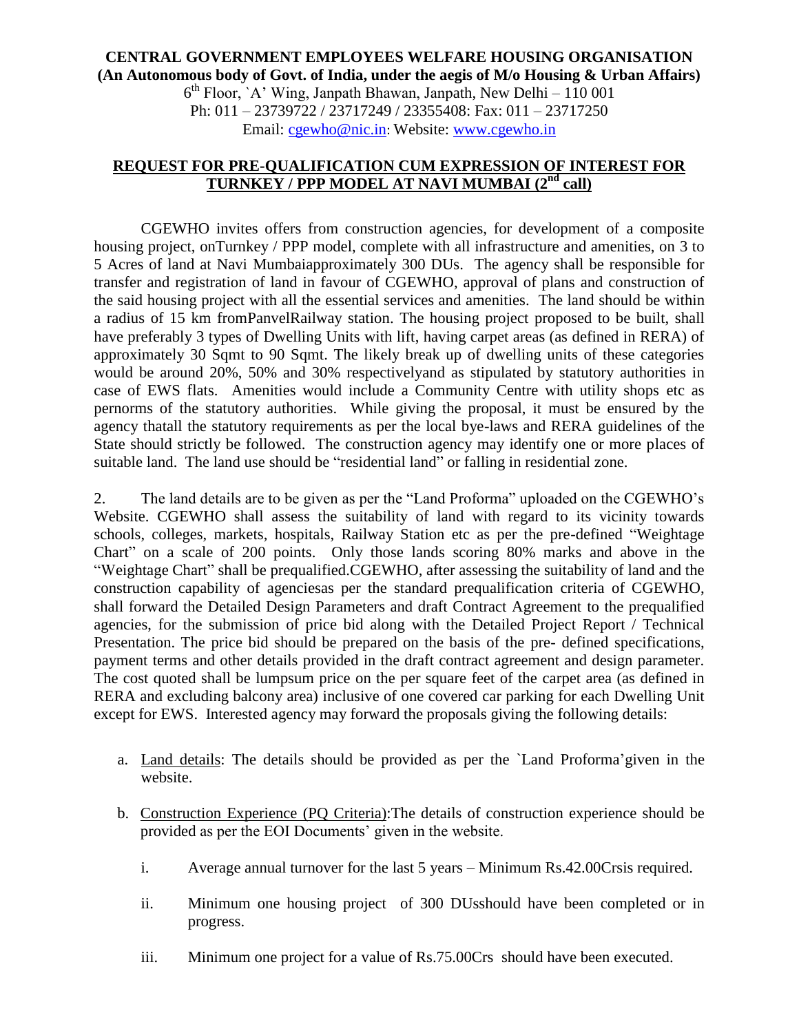**CENTRAL GOVERNMENT EMPLOYEES WELFARE HOUSING ORGANISATION**
**(An Autonomous body of Govt. of India, under the aegis of M/o Housing & Urban Affairs)**
6th Floor, `A' Wing, Janpath Bhawan, Janpath, New Delhi – 110 001
Ph: 011 – 23739722 / 23717249 / 23355408: Fax: 011 – 23717250
Email: cgewho@nic.in: Website: www.cgewho.in

## REQUEST FOR PRE-QUALIFICATION CUM EXPRESSION OF INTEREST FOR TURNKEY / PPP MODEL AT NAVI MUMBAI (2nd call)

CGEWHO invites offers from construction agencies, for development of a composite housing project, onTurnkey / PPP model, complete with all infrastructure and amenities, on 3 to 5 Acres of land at Navi Mumbaiapproximately 300 DUs. The agency shall be responsible for transfer and registration of land in favour of CGEWHO, approval of plans and construction of the said housing project with all the essential services and amenities. The land should be within a radius of 15 km fromPanvelRailway station. The housing project proposed to be built, shall have preferably 3 types of Dwelling Units with lift, having carpet areas (as defined in RERA) of approximately 30 Sqmt to 90 Sqmt. The likely break up of dwelling units of these categories would be around 20%, 50% and 30% respectivelyand as stipulated by statutory authorities in case of EWS flats. Amenities would include a Community Centre with utility shops etc as pernorms of the statutory authorities. While giving the proposal, it must be ensured by the agency thatall the statutory requirements as per the local bye-laws and RERA guidelines of the State should strictly be followed. The construction agency may identify one or more places of suitable land. The land use should be "residential land" or falling in residential zone.

2. The land details are to be given as per the "Land Proforma" uploaded on the CGEWHO's Website. CGEWHO shall assess the suitability of land with regard to its vicinity towards schools, colleges, markets, hospitals, Railway Station etc as per the pre-defined "Weightage Chart" on a scale of 200 points. Only those lands scoring 80% marks and above in the "Weightage Chart" shall be prequalified.CGEWHO, after assessing the suitability of land and the construction capability of agenciesas per the standard prequalification criteria of CGEWHO, shall forward the Detailed Design Parameters and draft Contract Agreement to the prequalified agencies, for the submission of price bid along with the Detailed Project Report / Technical Presentation. The price bid should be prepared on the basis of the pre- defined specifications, payment terms and other details provided in the draft contract agreement and design parameter. The cost quoted shall be lumpsum price on the per square feet of the carpet area (as defined in RERA and excluding balcony area) inclusive of one covered car parking for each Dwelling Unit except for EWS. Interested agency may forward the proposals giving the following details:

a. Land details: The details should be provided as per the `Land Proforma'given in the website.

b. Construction Experience (PQ Criteria):The details of construction experience should be provided as per the EOI Documents' given in the website.

   i. Average annual turnover for the last 5 years – Minimum Rs.42.00Crsis required.

   ii. Minimum one housing project of 300 DUsshould have been completed or in progress.

   iii. Minimum one project for a value of Rs.75.00Crs should have been executed.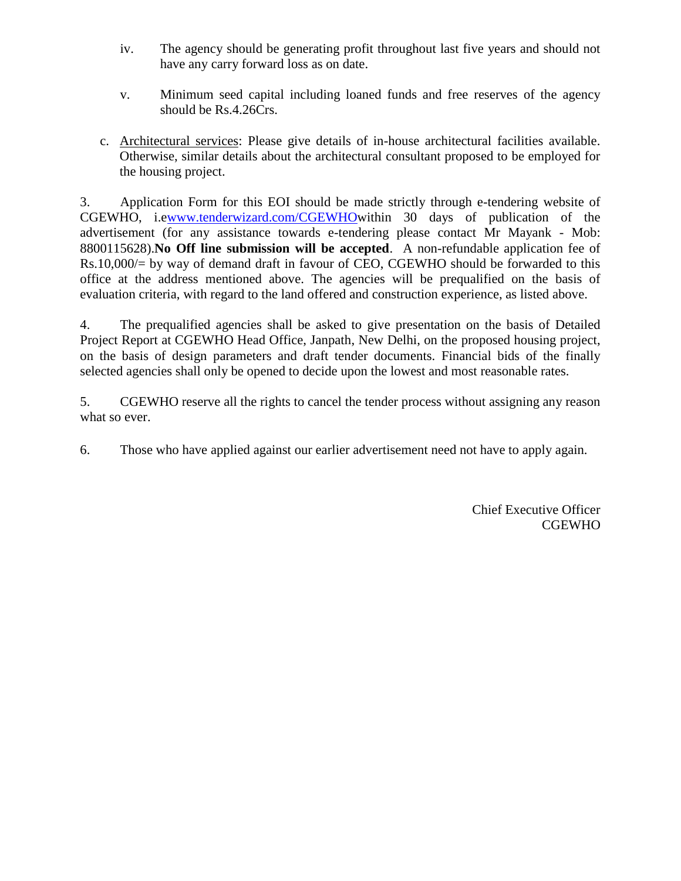iv. The agency should be generating profit throughout last five years and should not have any carry forward loss as on date.

v. Minimum seed capital including loaned funds and free reserves of the agency should be Rs.4.26Crs.

c. Architectural services: Please give details of in-house architectural facilities available. Otherwise, similar details about the architectural consultant proposed to be employed for the housing project.

3. Application Form for this EOI should be made strictly through e-tendering website of CGEWHO, i.ewww.tenderwizard.com/CGEWHOwithin 30 days of publication of the advertisement (for any assistance towards e-tendering please contact Mr Mayank - Mob: 8800115628).**No Off line submission will be accepted**. A non-refundable application fee of Rs.10,000/= by way of demand draft in favour of CEO, CGEWHO should be forwarded to this office at the address mentioned above. The agencies will be prequalified on the basis of evaluation criteria, with regard to the land offered and construction experience, as listed above.

4. The prequalified agencies shall be asked to give presentation on the basis of Detailed Project Report at CGEWHO Head Office, Janpath, New Delhi, on the proposed housing project, on the basis of design parameters and draft tender documents. Financial bids of the finally selected agencies shall only be opened to decide upon the lowest and most reasonable rates.

5. CGEWHO reserve all the rights to cancel the tender process without assigning any reason what so ever.

6. Those who have applied against our earlier advertisement need not have to apply again.

Chief Executive Officer
CGEWHO